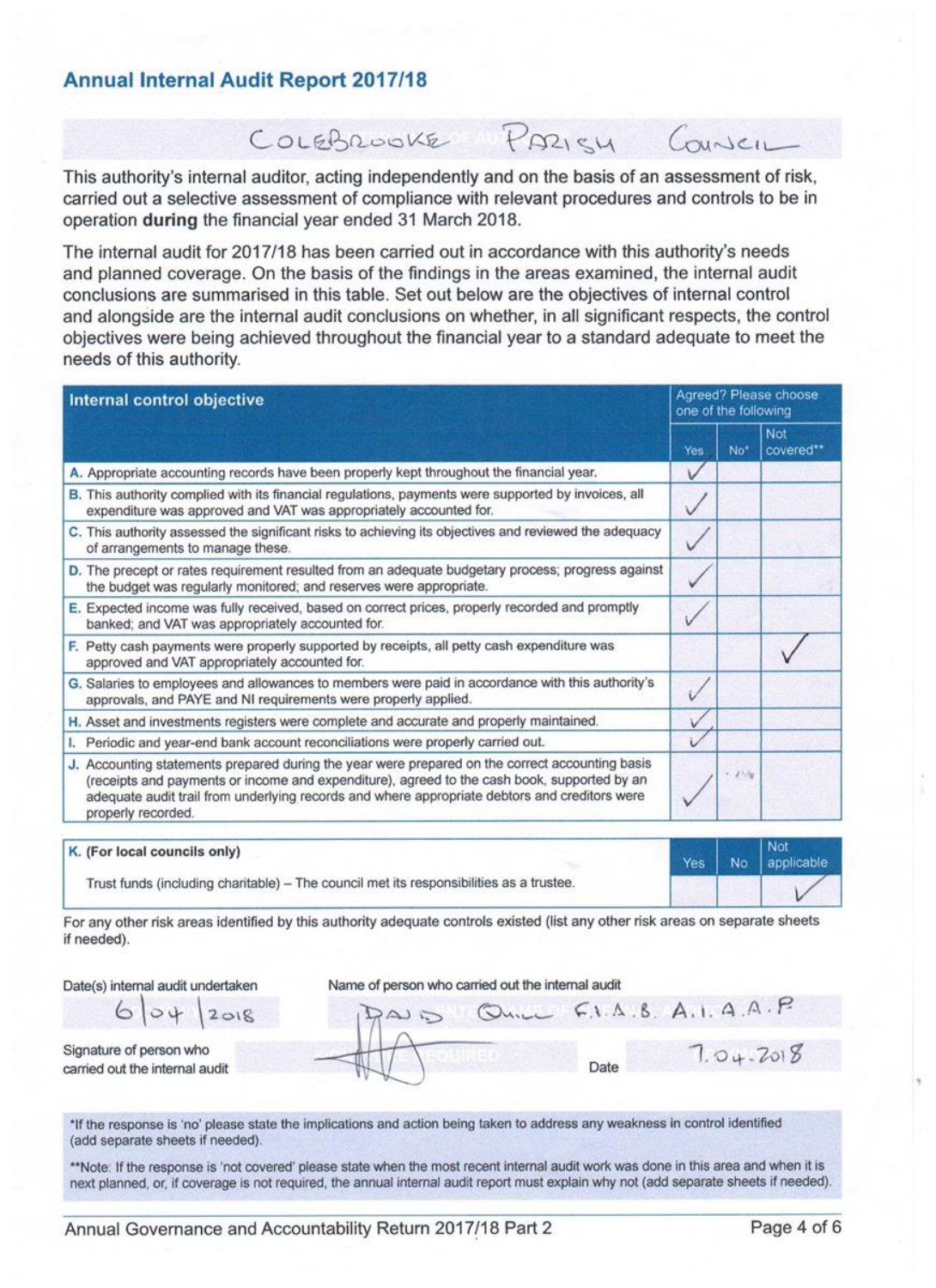## Annual Internal Audit Report 2017/18

COLEBROOKE PARISH COUNCIL

This authority's internal auditor, acting independently and on the basis of an assessment of risk, carried out a selective assessment of compliance with relevant procedures and controls to be in operation **during** the financial year ended 31 March 2018.

The internal audit for 2017/18 has been carried out in accordance with this authority's needs and planned coverage. On the basis of the findings in the areas examined, the internal audit conclusions are summarised in this table. Set out below are the objectives of internal control and alongside are the internal audit conclusions on whether, in all significant respects, the control objectives were being achieved throughout the financial year to a standard adequate to meet the needs of this authority.

| Internal control objective | Agreed? Please choose one of the following | | |
|---|---|---|---|
| | Yes | No* | Not covered** |
| A. Appropriate accounting records have been properly kept throughout the financial year. | ✓ | | |
| B. This authority complied with its financial regulations, payments were supported by invoices, all expenditure was approved and VAT was appropriately accounted for. | ✓ | | |
| C. This authority assessed the significant risks to achieving its objectives and reviewed the adequacy of arrangements to manage these. | ✓ | | |
| D. The precept or rates requirement resulted from an adequate budgetary process; progress against the budget was regularly monitored; and reserves were appropriate. | ✓ | | |
| E. Expected income was fully received, based on correct prices, properly recorded and promptly banked; and VAT was appropriately accounted for. | ✓ | | |
| F. Petty cash payments were properly supported by receipts, all petty cash expenditure was approved and VAT appropriately accounted for. | | | ✓ |
| G. Salaries to employees and allowances to members were paid in accordance with this authority's approvals, and PAYE and NI requirements were properly applied. | ✓ | | |
| H. Asset and investments registers were complete and accurate and properly maintained. | ✓ | | |
| I. Periodic and year-end bank account reconciliations were properly carried out. | ✓ | | |
| J. Accounting statements prepared during the year were prepared on the correct accounting basis (receipts and payments or income and expenditure), agreed to the cash book, supported by an adequate audit trail from underlying records and where appropriate debtors and creditors were properly recorded. | ✓ | | |

| K. (For local councils only) | Yes | No | Not applicable |
|---|---|---|---|
| Trust funds (including charitable) – The council met its responsibilities as a trustee. | | | ✓ |

For any other risk areas identified by this authority adequate controls existed (list any other risk areas on separate sheets if needed).

Date(s) internal audit undertaken: 6/04/2018

Name of person who carried out the internal audit: DAVID QUILL F.I.A.B. A.I.A.A.P

Signature of person who carried out the internal audit: [signature]

Date: 7.04.2018

*If the response is 'no' please state the implications and action being taken to address any weakness in control identified (add separate sheets if needed).

**Note: If the response is 'not covered' please state when the most recent internal audit work was done in this area and when it is next planned, or, if coverage is not required, the annual internal audit report must explain why not (add separate sheets if needed).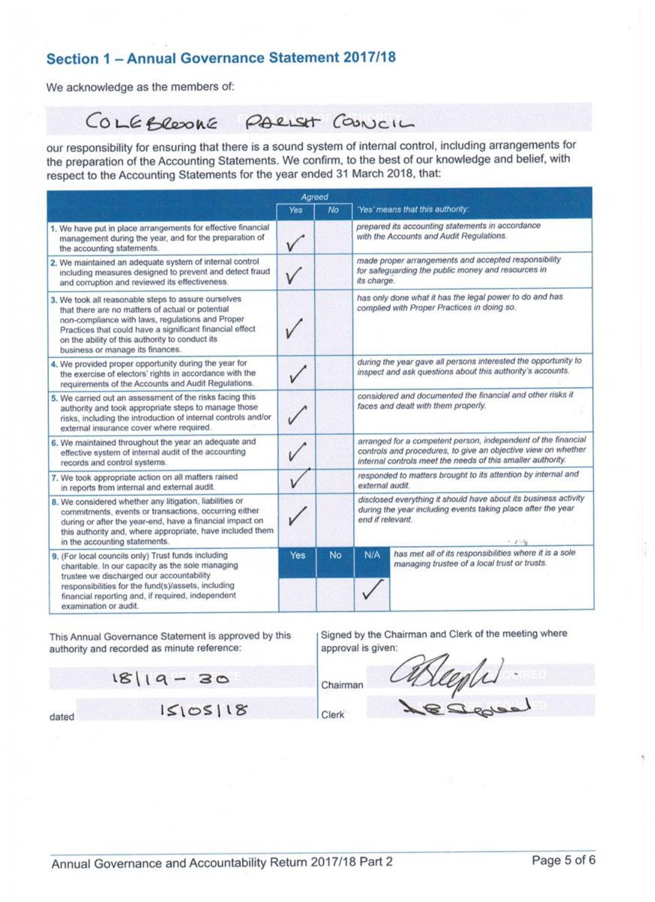## Section 1 – Annual Governance Statement 2017/18

We acknowledge as the members of:

COLEBROOKE PARISH COUNCIL

our responsibility for ensuring that there is a sound system of internal control, including arrangements for the preparation of the Accounting Statements. We confirm, to the best of our knowledge and belief, with respect to the Accounting Statements for the year ended 31 March 2018, that:

| | Agreed | | |
|---|---|---|---|
| | Yes | No | *'Yes' means that this authority:* |
| 1. We have put in place arrangements for effective financial management during the year, and for the preparation of the accounting statements. | ✓ | | *prepared its accounting statements in accordance with the Accounts and Audit Regulations.* |
| 2. We maintained an adequate system of internal control including measures designed to prevent and detect fraud and corruption and reviewed its effectiveness. | ✓ | | *made proper arrangements and accepted responsibility for safeguarding the public money and resources in its charge.* |
| 3. We took all reasonable steps to assure ourselves that there are no matters of actual or potential non-compliance with laws, regulations and Proper Practices that could have a significant financial effect on the ability of this authority to conduct its business or manage its finances. | ✓ | | *has only done what it has the legal power to do and has complied with Proper Practices in doing so.* |
| 4. We provided proper opportunity during the year for the exercise of electors' rights in accordance with the requirements of the Accounts and Audit Regulations. | ✓ | | *during the year gave all persons interested the opportunity to inspect and ask questions about this authority's accounts.* |
| 5. We carried out an assessment of the risks facing this authority and took appropriate steps to manage those risks, including the introduction of internal controls and/or external insurance cover where required. | ✓ | | *considered and documented the financial and other risks it faces and dealt with them properly.* |
| 6. We maintained throughout the year an adequate and effective system of internal audit of the accounting records and control systems. | ✓ | | *arranged for a competent person, independent of the financial controls and procedures, to give an objective view on whether internal controls meet the needs of this smaller authority.* |
| 7. We took appropriate action on all matters raised in reports from internal and external audit. | ✓ | | *responded to matters brought to its attention by internal and external audit.* |
| 8. We considered whether any litigation, liabilities or commitments, events or transactions, occurring either during or after the year-end, have a financial impact on this authority and, where appropriate, have included them in the accounting statements. | ✓ | | *disclosed everything it should have about its business activity during the year including events taking place after the year end if relevant.* |

| | Yes | No | N/A | |
|---|---|---|---|---|
| 9. (For local councils only) Trust funds including charitable. In our capacity as the sole managing trustee we discharged our accountability responsibilities for the fund(s)/assets, including financial reporting and, if required, independent examination or audit. | | | ✓ | *has met all of its responsibilities where it is a sole managing trustee of a local trust or trusts.* |

This Annual Governance Statement is approved by this authority and recorded as minute reference:

18/19 – 30

dated 15/05/18

Signed by the Chairman and Clerk of the meeting where approval is given:

Chairman [signature]

Clerk [signature]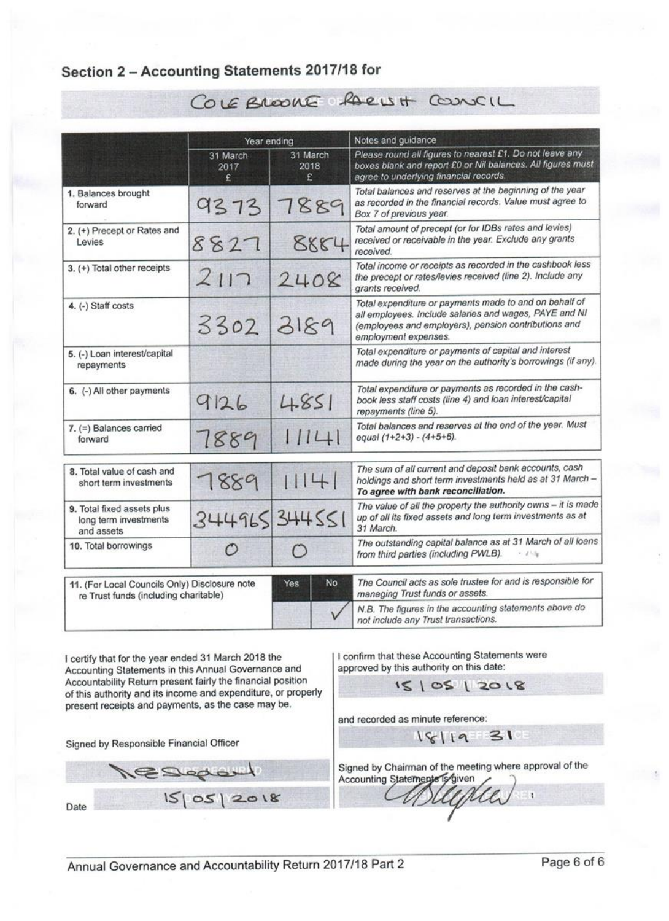## Section 2 – Accounting Statements 2017/18 for

COLEBROOKE PARISH COUNCIL

| | Year ending | | Notes and guidance |
|---|---|---|---|
| | 31 March 2017 £ | 31 March 2018 £ | *Please round all figures to nearest £1. Do not leave any boxes blank and report £0 or Nil balances. All figures must agree to underlying financial records.* |
| 1. Balances brought forward | 9373 | 7889 | *Total balances and reserves at the beginning of the year as recorded in the financial records. Value must agree to Box 7 of previous year.* |
| 2. (+) Precept or Rates and Levies | 8827 | 8884 | *Total amount of precept (or for IDBs rates and levies) received or receivable in the year. Exclude any grants received.* |
| 3. (+) Total other receipts | 2117 | 2408 | *Total income or receipts as recorded in the cashbook less the precept or rates/levies received (line 2). Include any grants received.* |
| 4. (-) Staff costs | 3302 | 3189 | *Total expenditure or payments made to and on behalf of all employees. Include salaries and wages, PAYE and NI (employees and employers), pension contributions and employment expenses.* |
| 5. (-) Loan interest/capital repayments | | | *Total expenditure or payments of capital and interest made during the year on the authority's borrowings (if any).* |
| 6. (-) All other payments | 9126 | 4851 | *Total expenditure or payments as recorded in the cash-book less staff costs (line 4) and loan interest/capital repayments (line 5).* |
| 7. (=) Balances carried forward | 7889 | 11141 | *Total balances and reserves at the end of the year. Must equal (1+2+3) - (4+5+6).* |
| 8. Total value of cash and short term investments | 7889 | 11141 | *The sum of all current and deposit bank accounts, cash holdings and short term investments held as at 31 March –* ***To agree with bank reconciliation.*** |
| 9. Total fixed assets plus long term investments and assets | 344965 | 344551 | *The value of all the property the authority owns – it is made up of all its fixed assets and long term investments as at 31 March.* |
| 10. Total borrowings | 0 | 0 | *The outstanding capital balance as at 31 March of all loans from third parties (including PWLB).* |

| 11. (For Local Councils Only) Disclosure note re Trust funds (including charitable) | Yes | No | *The Council acts as sole trustee for and is responsible for managing Trust funds or assets.* |
|---|---|---|---|
| | | ✓ | *N.B. The figures in the accounting statements above do not include any Trust transactions.* |

I certify that for the year ended 31 March 2018 the Accounting Statements in this Annual Governance and Accountability Return present fairly the financial position of this authority and its income and expenditure, or properly present receipts and payments, as the case may be.

Signed by Responsible Financial Officer

[Signature]

Date 15/05/2018

I confirm that these Accounting Statements were approved by this authority on this date:

15/05/2018

and recorded as minute reference:

18/19 31

Signed by Chairman of the meeting where approval of the Accounting Statements is given

[Signature]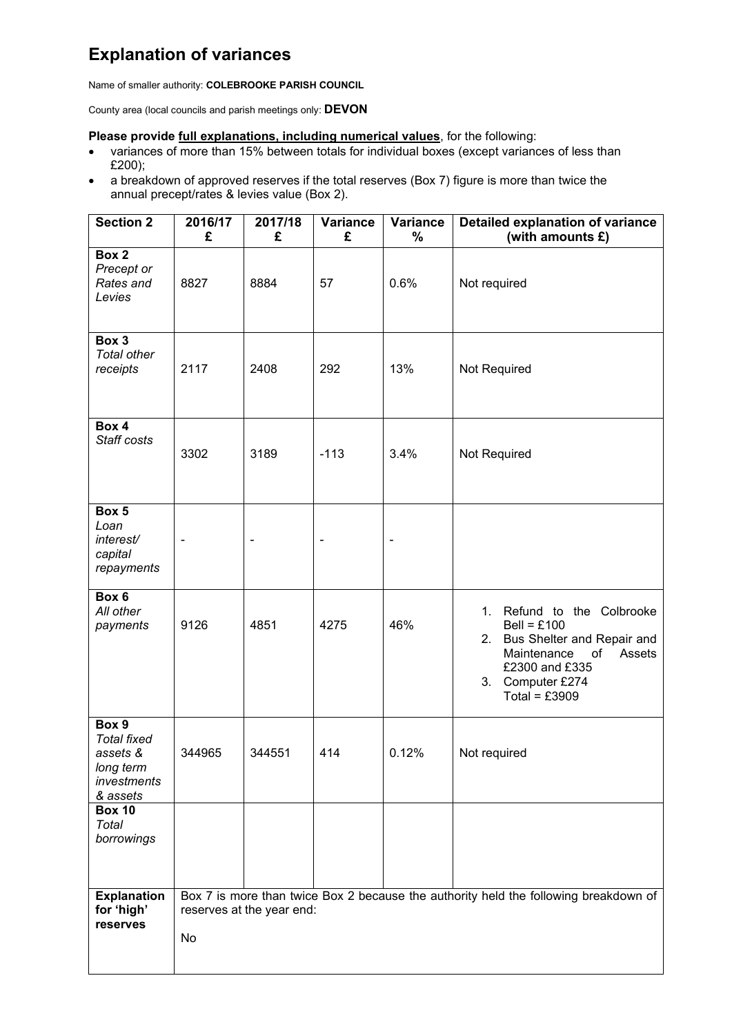# Explanation of variances

Name of smaller authority: **COLEBROOKE PARISH COUNCIL**

County area (local councils and parish meetings only: **DEVON**

**Please provide full explanations, including numerical values**, for the following:

- variances of more than 15% between totals for individual boxes (except variances of less than £200);
- a breakdown of approved reserves if the total reserves (Box 7) figure is more than twice the annual precept/rates & levies value (Box 2).

| Section 2 | 2016/17 £ | 2017/18 £ | Variance £ | Variance % | Detailed explanation of variance (with amounts £) |
|---|---|---|---|---|---|
| **Box 2** *Precept or Rates and Levies* | 8827 | 8884 | 57 | 0.6% | Not required |
| **Box 3** *Total other receipts* | 2117 | 2408 | 292 | 13% | Not Required |
| **Box 4** *Staff costs* | 3302 | 3189 | -113 | 3.4% | Not Required |
| **Box 5** *Loan interest/ capital repayments* | - | - | - | - | |
| **Box 6** *All other payments* | 9126 | 4851 | 4275 | 46% | 1. Refund to the Colbrooke Bell = £100 2. Bus Shelter and Repair and Maintenance of Assets £2300 and £335 3. Computer £274 Total = £3909 |
| **Box 9** *Total fixed assets & long term investments & assets* | 344965 | 344551 | 414 | 0.12% | Not required |
| **Box 10** *Total borrowings* | | | | | |
| **Explanation for 'high' reserves** | Box 7 is more than twice Box 2 because the authority held the following breakdown of reserves at the year end: No | | | | |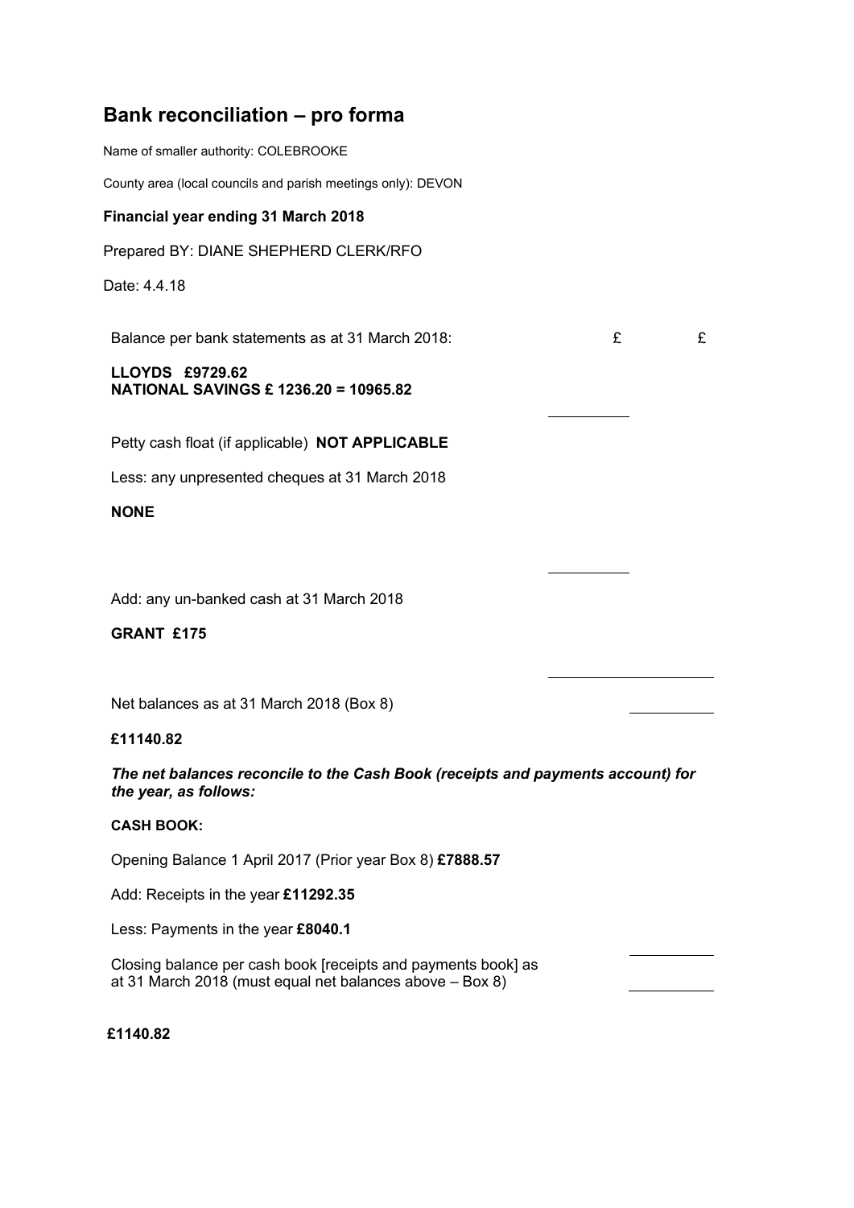## Bank reconciliation – pro forma

Name of smaller authority: COLEBROOKE

County area (local councils and parish meetings only): DEVON

**Financial year ending 31 March 2018**

Prepared BY: DIANE SHEPHERD CLERK/RFO

Date: 4.4.18

Balance per bank statements as at 31 March 2018: £ £

**LLOYDS £9729.62**
**NATIONAL SAVINGS £ 1236.20 = 10965.82**

Petty cash float (if applicable) **NOT APPLICABLE**

Less: any unpresented cheques at 31 March 2018

**NONE**

Add: any un-banked cash at 31 March 2018

**GRANT £175**

Net balances as at 31 March 2018 (Box 8)

**£11140.82**

***The net balances reconcile to the Cash Book (receipts and payments account) for the year, as follows:***

**CASH BOOK:**

Opening Balance 1 April 2017 (Prior year Box 8) **£7888.57**

Add: Receipts in the year **£11292.35**

Less: Payments in the year **£8040.1**

Closing balance per cash book [receipts and payments book] as at 31 March 2018 (must equal net balances above – Box 8)

**£1140.82**